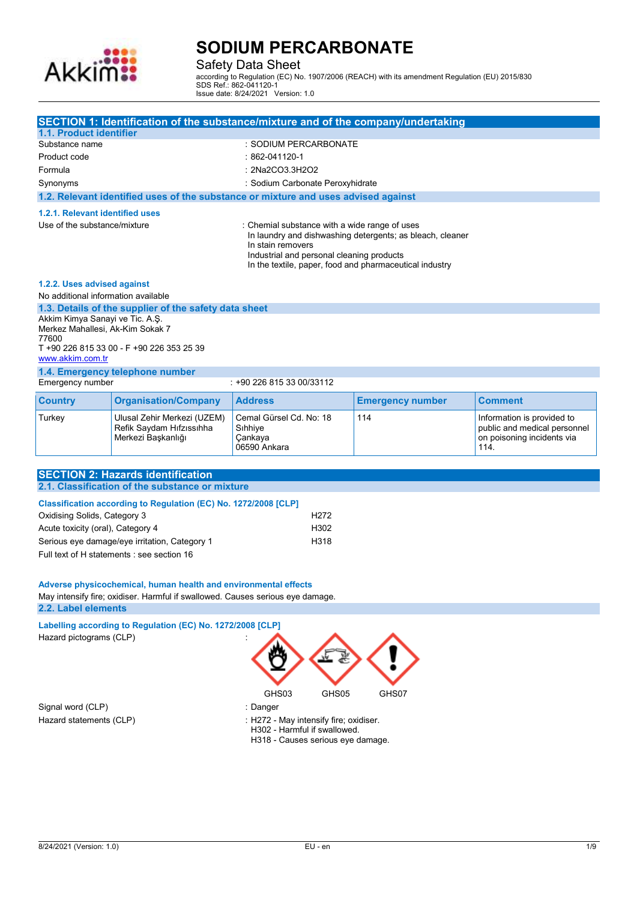# SODIUM PERCARBONATE

Safety Data Sheet

according to Regulation (EC) No. 1907/2006 (REACH) with its amendment Regulation (EU) 2015/830
SDS Ref.: 862-041120-1
Issue date: 8/24/2021 Version: 1.0

## SECTION 1: Identification of the substance/mixture and of the company/undertaking

### 1.1. Product identifier

Substance name : SODIUM PERCARBONATE

Product code : 862-041120-1

Formula : $2Na_2CO_3.3H_2O_2$

Synonyms : Sodium Carbonate Peroxyhidrate

### 1.2. Relevant identified uses of the substance or mixture and uses advised against

#### 1.2.1. Relevant identified uses

Use of the substance/mixture : Chemial substance with a wide range of uses
In laundry and dishwashing detergents; as bleach, cleaner
In stain removers
Industrial and personal cleaning products
In the textile, paper, food and pharmaceutical industry

#### 1.2.2. Uses advised against

No additional information available

### 1.3. Details of the supplier of the safety data sheet

Akkim Kimya Sanayi ve Tic. A.Ş.
Merkez Mahallesi, Ak-Kim Sokak 7
77600
T +90 226 815 33 00 - F +90 226 353 25 39
www.akkim.com.tr

### 1.4. Emergency telephone number

Emergency number : +90 226 815 33 00/33112

| Country | Organisation/Company | Address | Emergency number | Comment |
|---|---|---|---|---|
| Turkey | Ulusal Zehir Merkezi (UZEM) Refik Saydam Hıfzıssıhha Merkezi Başkanlığı | Cemal Gürsel Cd. No: 18 Sıhhiye Çankaya 06590 Ankara | 114 | Information is provided to public and medical personnel on poisoning incidents via 114. |

## SECTION 2: Hazards identification

### 2.1. Classification of the substance or mixture

#### Classification according to Regulation (EC) No. 1272/2008 [CLP]

| | |
|---|---|
| Oxidising Solids, Category 3 | H272 |
| Acute toxicity (oral), Category 4 | H302 |
| Serious eye damage/eye irritation, Category 1 | H318 |

Full text of H statements : see section 16

#### Adverse physicochemical, human health and environmental effects

May intensify fire; oxidiser. Harmful if swallowed. Causes serious eye damage.

### 2.2. Label elements

#### Labelling according to Regulation (EC) No. 1272/2008 [CLP]

Hazard pictograms (CLP) :

GHS03 GHS05 GHS07

Signal word (CLP) : Danger

Hazard statements (CLP) : H272 - May intensify fire; oxidiser.
H302 - Harmful if swallowed.
H318 - Causes serious eye damage.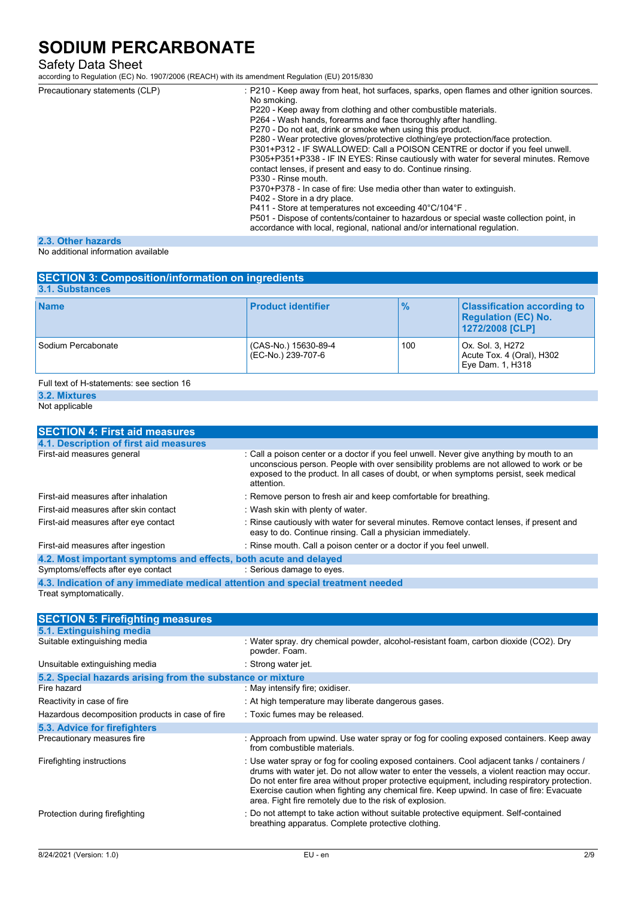| | |
|---|---|
| Precautionary statements (CLP) | : P210 - Keep away from heat, hot surfaces, sparks, open flames and other ignition sources. No smoking.<br>P220 - Keep away from clothing and other combustible materials.<br>P264 - Wash hands, forearms and face thoroughly after handling.<br>P270 - Do not eat, drink or smoke when using this product.<br>P280 - Wear protective gloves/protective clothing/eye protection/face protection.<br>P301+P312 - IF SWALLOWED: Call a POISON CENTRE or doctor if you feel unwell.<br>P305+P351+P338 - IF IN EYES: Rinse cautiously with water for several minutes. Remove contact lenses, if present and easy to do. Continue rinsing.<br>P330 - Rinse mouth.<br>P370+P378 - In case of fire: Use media other than water to extinguish.<br>P402 - Store in a dry place.<br>P411 - Store at temperatures not exceeding 40°C/104°F .<br>P501 - Dispose of contents/container to hazardous or special waste collection point, in accordance with local, regional, national and/or international regulation. |

### 2.3. Other hazards

No additional information available

## SECTION 3: Composition/information on ingredients

### 3.1. Substances

| Name | Product identifier | % | Classification according to Regulation (EC) No. 1272/2008 [CLP] |
|---|---|---|---|
| Sodium Percabonate | (CAS-No.) 15630-89-4<br>(EC-No.) 239-707-6 | 100 | Ox. Sol. 3, H272<br>Acute Tox. 4 (Oral), H302<br>Eye Dam. 1, H318 |

Full text of H-statements: see section 16

### 3.2. Mixtures

Not applicable

## SECTION 4: First aid measures

### 4.1. Description of first aid measures

| | |
|---|---|
| First-aid measures general | : Call a poison center or a doctor if you feel unwell. Never give anything by mouth to an unconscious person. People with over sensibility problems are not allowed to work or be exposed to the product. In all cases of doubt, or when symptoms persist, seek medical attention. |
| First-aid measures after inhalation | : Remove person to fresh air and keep comfortable for breathing. |
| First-aid measures after skin contact | : Wash skin with plenty of water. |
| First-aid measures after eye contact | : Rinse cautiously with water for several minutes. Remove contact lenses, if present and easy to do. Continue rinsing. Call a physician immediately. |
| First-aid measures after ingestion | : Rinse mouth. Call a poison center or a doctor if you feel unwell. |

### 4.2. Most important symptoms and effects, both acute and delayed

| | |
|---|---|
| Symptoms/effects after eye contact | : Serious damage to eyes. |

### 4.3. Indication of any immediate medical attention and special treatment needed

Treat symptomatically.

## SECTION 5: Firefighting measures

### 5.1. Extinguishing media

| | |
|---|---|
| Suitable extinguishing media | : Water spray. dry chemical powder, alcohol-resistant foam, carbon dioxide (CO2). Dry powder. Foam. |
| Unsuitable extinguishing media | : Strong water jet. |

### 5.2. Special hazards arising from the substance or mixture

| | |
|---|---|
| Fire hazard | : May intensify fire; oxidiser. |
| Reactivity in case of fire | : At high temperature may liberate dangerous gases. |
| Hazardous decomposition products in case of fire | : Toxic fumes may be released. |

### 5.3. Advice for firefighters

| | |
|---|---|
| Precautionary measures fire | : Approach from upwind. Use water spray or fog for cooling exposed containers. Keep away from combustible materials. |
| Firefighting instructions | : Use water spray or fog for cooling exposed containers. Cool adjacent tanks / containers / drums with water jet. Do not allow water to enter the vessels, a violent reaction may occur. Do not enter fire area without proper protective equipment, including respiratory protection. Exercise caution when fighting any chemical fire. Keep upwind. In case of fire: Evacuate area. Fight fire remotely due to the risk of explosion. |
| Protection during firefighting | : Do not attempt to take action without suitable protective equipment. Self-contained breathing apparatus. Complete protective clothing. |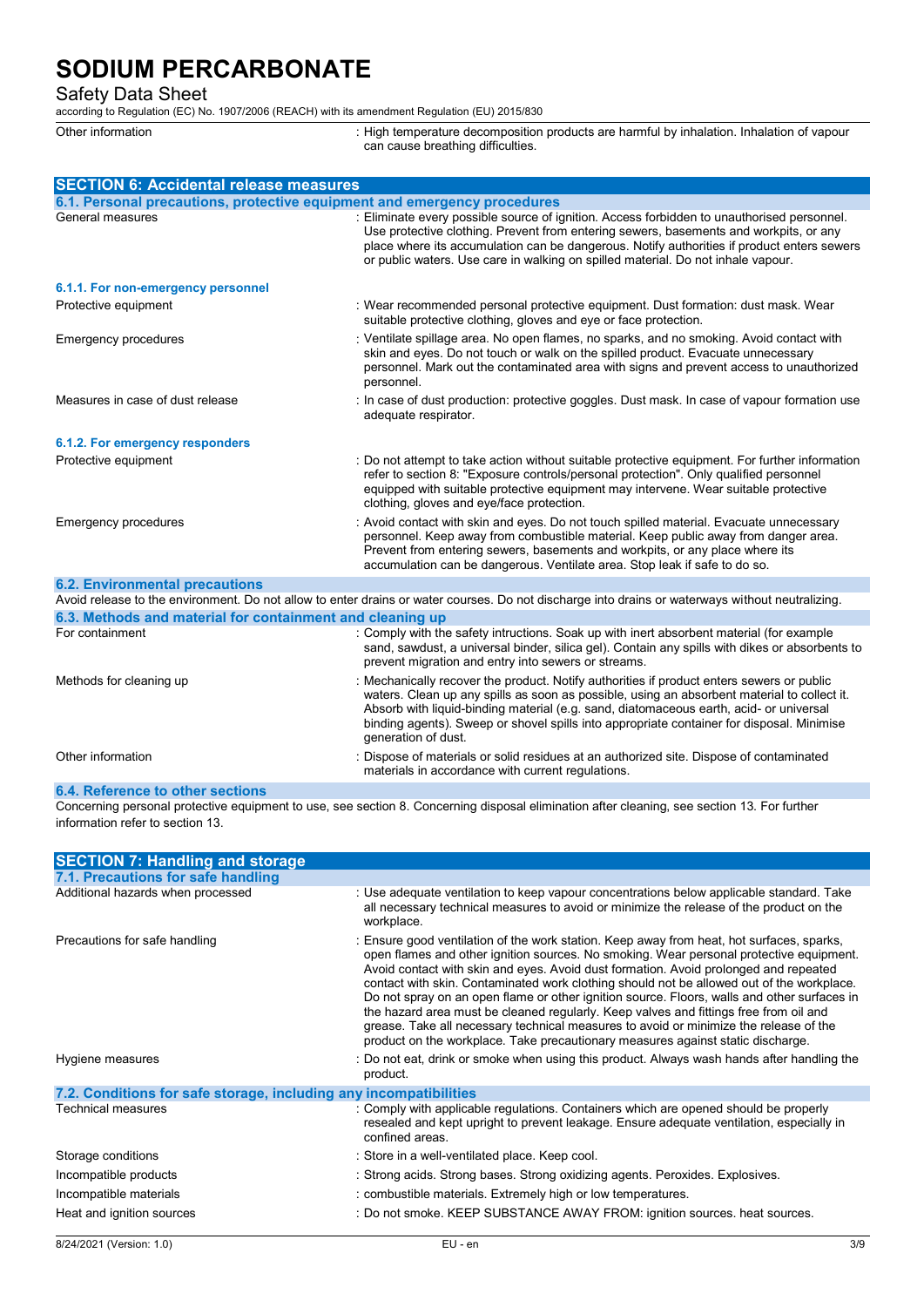| | |
|---|---|
| Other information | : High temperature decomposition products are harmful by inhalation. Inhalation of vapour can cause breathing difficulties. |

## SECTION 6: Accidental release measures

### 6.1. Personal precautions, protective equipment and emergency procedures

| | |
|---|---|
| General measures | : Eliminate every possible source of ignition. Access forbidden to unauthorised personnel. Use protective clothing. Prevent from entering sewers, basements and workpits, or any place where its accumulation can be dangerous. Notify authorities if product enters sewers or public waters. Use care in walking on spilled material. Do not inhale vapour. |

#### 6.1.1. For non-emergency personnel

| | |
|---|---|
| Protective equipment | : Wear recommended personal protective equipment. Dust formation: dust mask. Wear suitable protective clothing, gloves and eye or face protection. |
| Emergency procedures | : Ventilate spillage area. No open flames, no sparks, and no smoking. Avoid contact with skin and eyes. Do not touch or walk on the spilled product. Evacuate unnecessary personnel. Mark out the contaminated area with signs and prevent access to unauthorized personnel. |
| Measures in case of dust release | : In case of dust production: protective goggles. Dust mask. In case of vapour formation use adequate respirator. |

#### 6.1.2. For emergency responders

| | |
|---|---|
| Protective equipment | : Do not attempt to take action without suitable protective equipment. For further information refer to section 8: "Exposure controls/personal protection". Only qualified personnel equipped with suitable protective equipment may intervene. Wear suitable protective clothing, gloves and eye/face protection. |
| Emergency procedures | : Avoid contact with skin and eyes. Do not touch spilled material. Evacuate unnecessary personnel. Keep away from combustible material. Keep public away from danger area. Prevent from entering sewers, basements and workpits, or any place where its accumulation can be dangerous. Ventilate area. Stop leak if safe to do so. |

### 6.2. Environmental precautions

Avoid release to the environment. Do not allow to enter drains or water courses. Do not discharge into drains or waterways without neutralizing.

### 6.3. Methods and material for containment and cleaning up

| | |
|---|---|
| For containment | : Comply with the safety intructions. Soak up with inert absorbent material (for example sand, sawdust, a universal binder, silica gel). Contain any spills with dikes or absorbents to prevent migration and entry into sewers or streams. |
| Methods for cleaning up | : Mechanically recover the product. Notify authorities if product enters sewers or public waters. Clean up any spills as soon as possible, using an absorbent material to collect it. Absorb with liquid-binding material (e.g. sand, diatomaceous earth, acid- or universal binding agents). Sweep or shovel spills into appropriate container for disposal. Minimise generation of dust. |
| Other information | : Dispose of materials or solid residues at an authorized site. Dispose of contaminated materials in accordance with current regulations. |

### 6.4. Reference to other sections

Concerning personal protective equipment to use, see section 8. Concerning disposal elimination after cleaning, see section 13. For further information refer to section 13.

## SECTION 7: Handling and storage

### 7.1. Precautions for safe handling

| | |
|---|---|
| Additional hazards when processed | : Use adequate ventilation to keep vapour concentrations below applicable standard. Take all necessary technical measures to avoid or minimize the release of the product on the workplace. |
| Precautions for safe handling | : Ensure good ventilation of the work station. Keep away from heat, hot surfaces, sparks, open flames and other ignition sources. No smoking. Wear personal protective equipment. Avoid contact with skin and eyes. Avoid dust formation. Avoid prolonged and repeated contact with skin. Contaminated work clothing should not be allowed out of the workplace. Do not spray on an open flame or other ignition source. Floors, walls and other surfaces in the hazard area must be cleaned regularly. Keep valves and fittings free from oil and grease. Take all necessary technical measures to avoid or minimize the release of the product on the workplace. Take precautionary measures against static discharge. |
| Hygiene measures | : Do not eat, drink or smoke when using this product. Always wash hands after handling the product. |

### 7.2. Conditions for safe storage, including any incompatibilities

| | |
|---|---|
| Technical measures | : Comply with applicable regulations. Containers which are opened should be properly resealed and kept upright to prevent leakage. Ensure adequate ventilation, especially in confined areas. |
| Storage conditions | : Store in a well-ventilated place. Keep cool. |
| Incompatible products | : Strong acids. Strong bases. Strong oxidizing agents. Peroxides. Explosives. |
| Incompatible materials | : combustible materials. Extremely high or low temperatures. |
| Heat and ignition sources | : Do not smoke. KEEP SUBSTANCE AWAY FROM: ignition sources. heat sources. |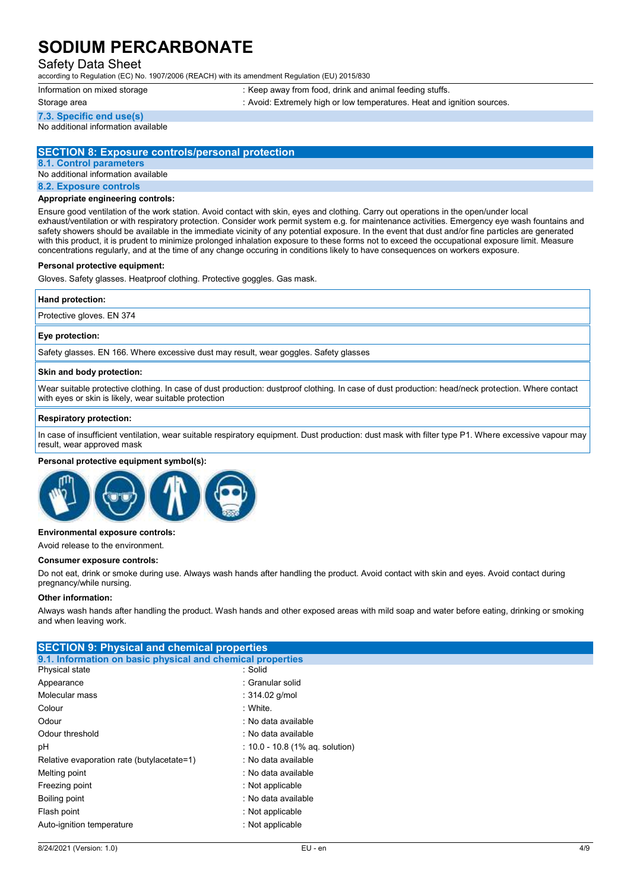Information on mixed storage : Keep away from food, drink and animal feeding stuffs.

Storage area : Avoid: Extremely high or low temperatures. Heat and ignition sources.

### 7.3. Specific end use(s)

No additional information available

## SECTION 8: Exposure controls/personal protection

### 8.1. Control parameters

No additional information available

### 8.2. Exposure controls

**Appropriate engineering controls:**

Ensure good ventilation of the work station. Avoid contact with skin, eyes and clothing. Carry out operations in the open/under local exhaust/ventilation or with respiratory protection. Consider work permit system e.g. for maintenance activities. Emergency eye wash fountains and safety showers should be available in the immediate vicinity of any potential exposure. In the event that dust and/or fine particles are generated with this product, it is prudent to minimize prolonged inhalation exposure to these forms not to exceed the occupational exposure limit. Measure concentrations regularly, and at the time of any change occuring in conditions likely to have consequences on workers exposure.

**Personal protective equipment:**

Gloves. Safety glasses. Heatproof clothing. Protective goggles. Gas mask.

| **Hand protection:** |
|---|
| Protective gloves. EN 374 |

| **Eye protection:** |
|---|
| Safety glasses. EN 166. Where excessive dust may result, wear goggles. Safety glasses |

| **Skin and body protection:** |
|---|
| Wear suitable protective clothing. In case of dust production: dustproof clothing. In case of dust production: head/neck protection. Where contact with eyes or skin is likely, wear suitable protection |

| **Respiratory protection:** |
|---|
| In case of insufficient ventilation, wear suitable respiratory equipment. Dust production: dust mask with filter type P1. Where excessive vapour may result, wear approved mask |

**Personal protective equipment symbol(s):**

**Environmental exposure controls:**

Avoid release to the environment.

**Consumer exposure controls:**

Do not eat, drink or smoke during use. Always wash hands after handling the product. Avoid contact with skin and eyes. Avoid contact during pregnancy/while nursing.

**Other information:**

Always wash hands after handling the product. Wash hands and other exposed areas with mild soap and water before eating, drinking or smoking and when leaving work.

## SECTION 9: Physical and chemical properties

### 9.1. Information on basic physical and chemical properties

| Property | Value |
|---|---|
| Physical state | : Solid |
| Appearance | : Granular solid |
| Molecular mass | : 314.02 g/mol |
| Colour | : White. |
| Odour | : No data available |
| Odour threshold | : No data available |
| pH | : 10.0 - 10.8 (1% aq. solution) |
| Relative evaporation rate (butylacetate=1) | : No data available |
| Melting point | : No data available |
| Freezing point | : Not applicable |
| Boiling point | : No data available |
| Flash point | : Not applicable |
| Auto-ignition temperature | : Not applicable |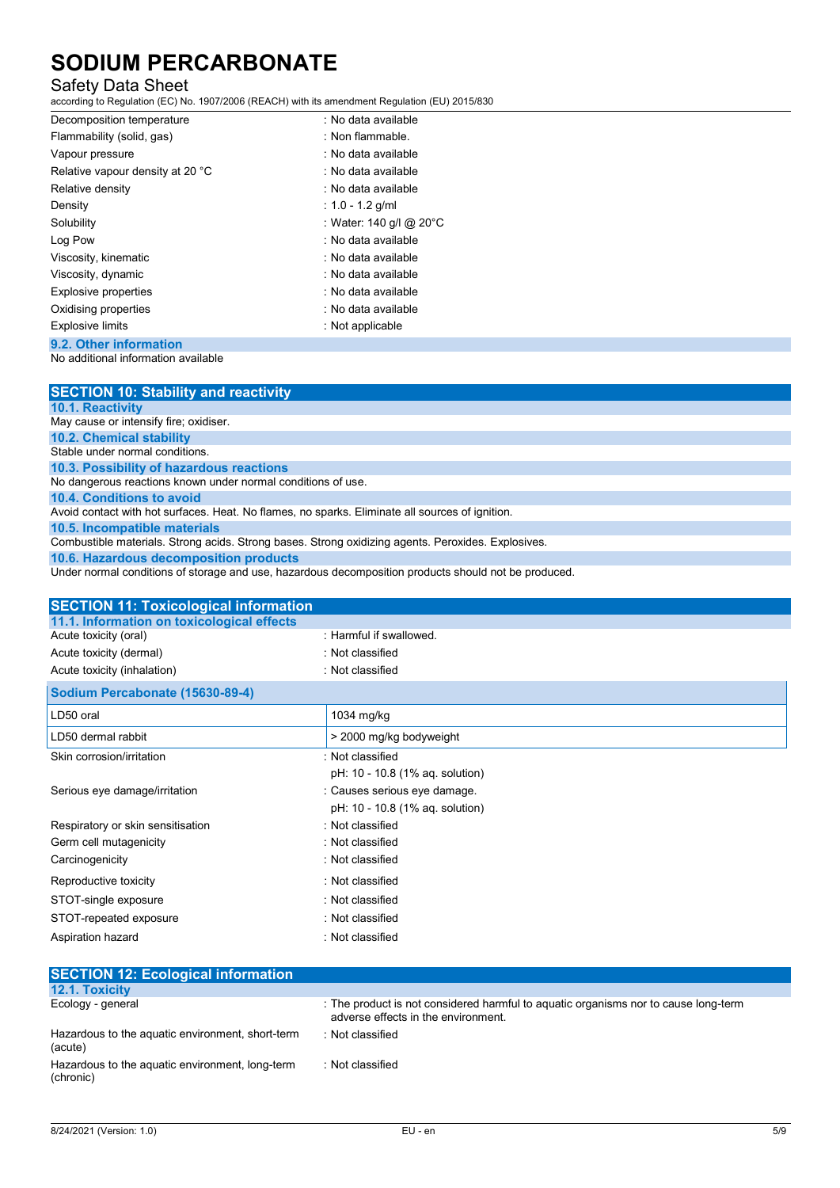| | |
|---|---|
| Decomposition temperature | : No data available |
| Flammability (solid, gas) | : Non flammable. |
| Vapour pressure | : No data available |
| Relative vapour density at 20 °C | : No data available |
| Relative density | : No data available |
| Density | : 1.0 - 1.2 g/ml |
| Solubility | : Water: 140 g/l @ 20°C |
| Log Pow | : No data available |
| Viscosity, kinematic | : No data available |
| Viscosity, dynamic | : No data available |
| Explosive properties | : No data available |
| Oxidising properties | : No data available |
| Explosive limits | : Not applicable |

### 9.2. Other information

No additional information available

## SECTION 10: Stability and reactivity

### 10.1. Reactivity

May cause or intensify fire; oxidiser.

### 10.2. Chemical stability

Stable under normal conditions.

### 10.3. Possibility of hazardous reactions

No dangerous reactions known under normal conditions of use.

### 10.4. Conditions to avoid

Avoid contact with hot surfaces. Heat. No flames, no sparks. Eliminate all sources of ignition.

### 10.5. Incompatible materials

Combustible materials. Strong acids. Strong bases. Strong oxidizing agents. Peroxides. Explosives.

### 10.6. Hazardous decomposition products

Under normal conditions of storage and use, hazardous decomposition products should not be produced.

## SECTION 11: Toxicological information

### 11.1. Information on toxicological effects

| | |
|---|---|
| Acute toxicity (oral) | : Harmful if swallowed. |
| Acute toxicity (dermal) | : Not classified |
| Acute toxicity (inhalation) | : Not classified |

| Sodium Percabonate (15630-89-4) | |
|---|---|
| LD50 oral | 1034 mg/kg |
| LD50 dermal rabbit | > 2000 mg/kg bodyweight |

| | |
|---|---|
| Skin corrosion/irritation | : Not classified<br>pH: 10 - 10.8 (1% aq. solution) |
| Serious eye damage/irritation | : Causes serious eye damage.<br>pH: 10 - 10.8 (1% aq. solution) |
| Respiratory or skin sensitisation | : Not classified |
| Germ cell mutagenicity | : Not classified |
| Carcinogenicity | : Not classified |
| Reproductive toxicity | : Not classified |
| STOT-single exposure | : Not classified |
| STOT-repeated exposure | : Not classified |
| Aspiration hazard | : Not classified |

## SECTION 12: Ecological information

### 12.1. Toxicity

| | |
|---|---|
| Ecology - general | : The product is not considered harmful to aquatic organisms nor to cause long-term adverse effects in the environment. |
| Hazardous to the aquatic environment, short-term (acute) | : Not classified |
| Hazardous to the aquatic environment, long-term (chronic) | : Not classified |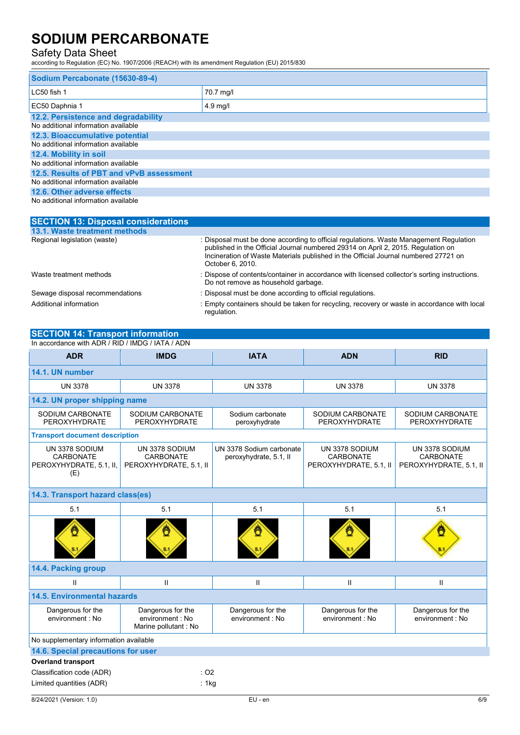| Sodium Percabonate (15630-89-4) | |
|---|---|
| LC50 fish 1 | 70.7 mg/l |
| EC50 Daphnia 1 | 4.9 mg/l |

### 12.2. Persistence and degradability

No additional information available

### 12.3. Bioaccumulative potential

No additional information available

### 12.4. Mobility in soil

No additional information available

### 12.5. Results of PBT and vPvB assessment

No additional information available

### 12.6. Other adverse effects

No additional information available

## SECTION 13: Disposal considerations

### 13.1. Waste treatment methods

| | |
|---|---|
| Regional legislation (waste) | : Disposal must be done according to official regulations. Waste Management Regulation published in the Official Journal numbered 29314 on April 2, 2015. Regulation on Incineration of Waste Materials published in the Official Journal numbered 27721 on October 6, 2010. |
| Waste treatment methods | : Dispose of contents/container in accordance with licensed collector's sorting instructions. Do not remove as household garbage. |
| Sewage disposal recommendations | : Disposal must be done according to official regulations. |
| Additional information | : Empty containers should be taken for recycling, recovery or waste in accordance with local regulation. |

## SECTION 14: Transport information

In accordance with ADR / RID / IMDG / IATA / ADN

| ADR | IMDG | IATA | ADN | RID |
|---|---|---|---|---|
| **14.1. UN number** | | | | |
| UN 3378 | UN 3378 | UN 3378 | UN 3378 | UN 3378 |
| **14.2. UN proper shipping name** | | | | |
| SODIUM CARBONATE PEROXYHYDRATE | SODIUM CARBONATE PEROXYHYDRATE | Sodium carbonate peroxyhydrate | SODIUM CARBONATE PEROXYHYDRATE | SODIUM CARBONATE PEROXYHYDRATE |
| **Transport document description** | | | | |
| UN 3378 SODIUM CARBONATE PEROXYHYDRATE, 5.1, II, (E) | UN 3378 SODIUM CARBONATE PEROXYHYDRATE, 5.1, II | UN 3378 Sodium carbonate peroxyhydrate, 5.1, II | UN 3378 SODIUM CARBONATE PEROXYHYDRATE, 5.1, II | UN 3378 SODIUM CARBONATE PEROXYHYDRATE, 5.1, II |
| **14.3. Transport hazard class(es)** | | | | |
| 5.1 | 5.1 | 5.1 | 5.1 | 5.1 |
| **14.4. Packing group** | | | | |
| II | II | II | II | II |
| **14.5. Environmental hazards** | | | | |
| Dangerous for the environment : No | Dangerous for the environment : No<br>Marine pollutant : No | Dangerous for the environment : No | Dangerous for the environment : No | Dangerous for the environment : No |

No supplementary information available

### 14.6. Special precautions for user

**Overland transport**

| | |
|---|---|
| Classification code (ADR) | : O2 |
| Limited quantities (ADR) | : 1kg |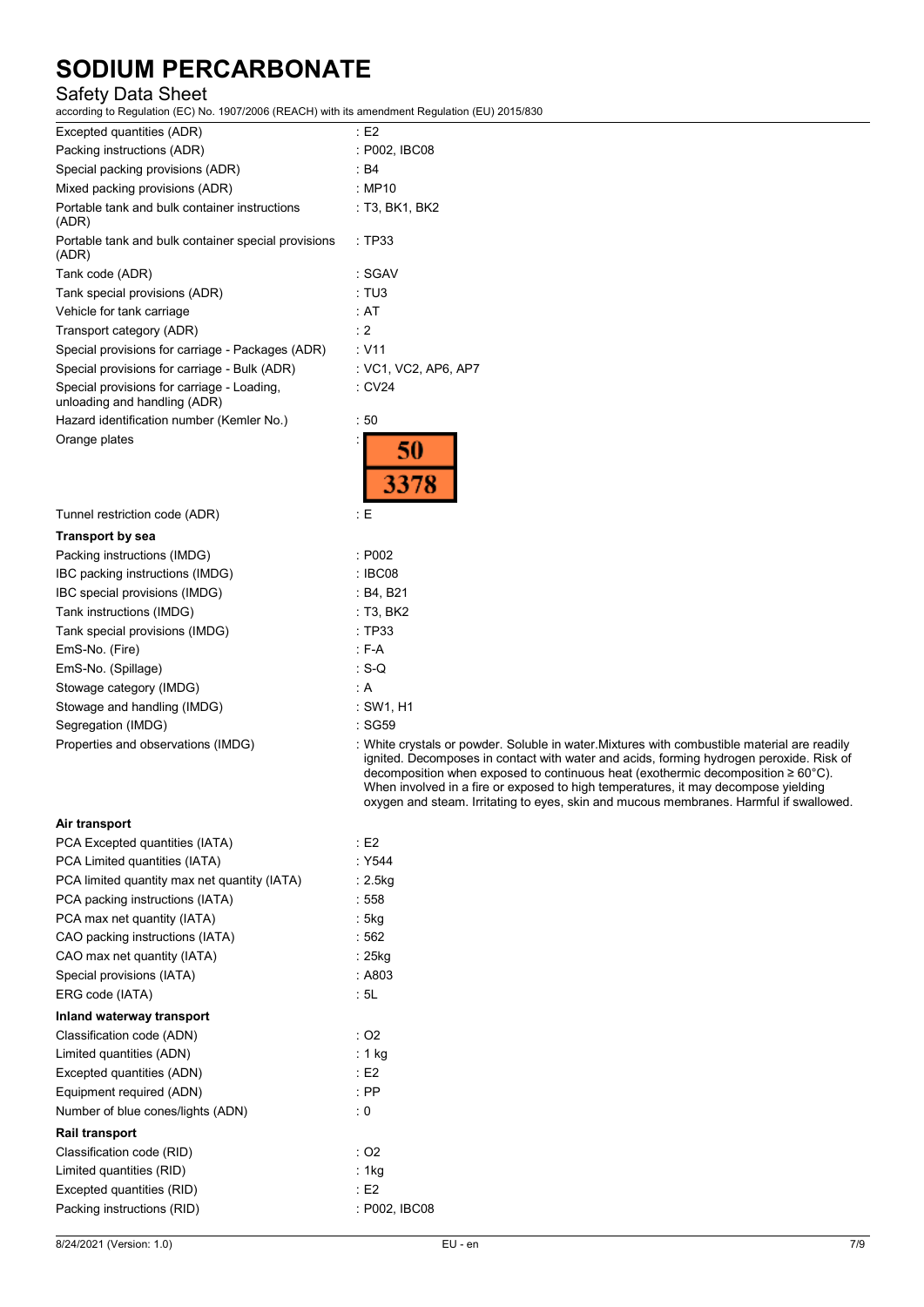| | |
|---|---|
| Excepted quantities (ADR) | : E2 |
| Packing instructions (ADR) | : P002, IBC08 |
| Special packing provisions (ADR) | : B4 |
| Mixed packing provisions (ADR) | : MP10 |
| Portable tank and bulk container instructions (ADR) | : T3, BK1, BK2 |
| Portable tank and bulk container special provisions (ADR) | : TP33 |
| Tank code (ADR) | : SGAV |
| Tank special provisions (ADR) | : TU3 |
| Vehicle for tank carriage | : AT |
| Transport category (ADR) | : 2 |
| Special provisions for carriage - Packages (ADR) | : V11 |
| Special provisions for carriage - Bulk (ADR) | : VC1, VC2, AP6, AP7 |
| Special provisions for carriage - Loading, unloading and handling (ADR) | : CV24 |
| Hazard identification number (Kemler No.) | : 50 |
| Orange plates | : 50 / 3378 |
| Tunnel restriction code (ADR) | : E |

**Transport by sea**

| | |
|---|---|
| Packing instructions (IMDG) | : P002 |
| IBC packing instructions (IMDG) | : IBC08 |
| IBC special provisions (IMDG) | : B4, B21 |
| Tank instructions (IMDG) | : T3, BK2 |
| Tank special provisions (IMDG) | : TP33 |
| EmS-No. (Fire) | : F-A |
| EmS-No. (Spillage) | : S-Q |
| Stowage category (IMDG) | : A |
| Stowage and handling (IMDG) | : SW1, H1 |
| Segregation (IMDG) | : SG59 |
| Properties and observations (IMDG) | : White crystals or powder. Soluble in water.Mixtures with combustible material are readily ignited. Decomposes in contact with water and acids, forming hydrogen peroxide. Risk of decomposition when exposed to continuous heat (exothermic decomposition ≥ 60°C). When involved in a fire or exposed to high temperatures, it may decompose yielding oxygen and steam. Irritating to eyes, skin and mucous membranes. Harmful if swallowed. |

**Air transport**

| | |
|---|---|
| PCA Excepted quantities (IATA) | : E2 |
| PCA Limited quantities (IATA) | : Y544 |
| PCA limited quantity max net quantity (IATA) | : 2.5kg |
| PCA packing instructions (IATA) | : 558 |
| PCA max net quantity (IATA) | : 5kg |
| CAO packing instructions (IATA) | : 562 |
| CAO max net quantity (IATA) | : 25kg |
| Special provisions (IATA) | : A803 |
| ERG code (IATA) | : 5L |

**Inland waterway transport**

| | |
|---|---|
| Classification code (ADN) | : O2 |
| Limited quantities (ADN) | : 1 kg |
| Excepted quantities (ADN) | : E2 |
| Equipment required (ADN) | : PP |
| Number of blue cones/lights (ADN) | : 0 |

**Rail transport**

| | |
|---|---|
| Classification code (RID) | : O2 |
| Limited quantities (RID) | : 1kg |
| Excepted quantities (RID) | : E2 |
| Packing instructions (RID) | : P002, IBC08 |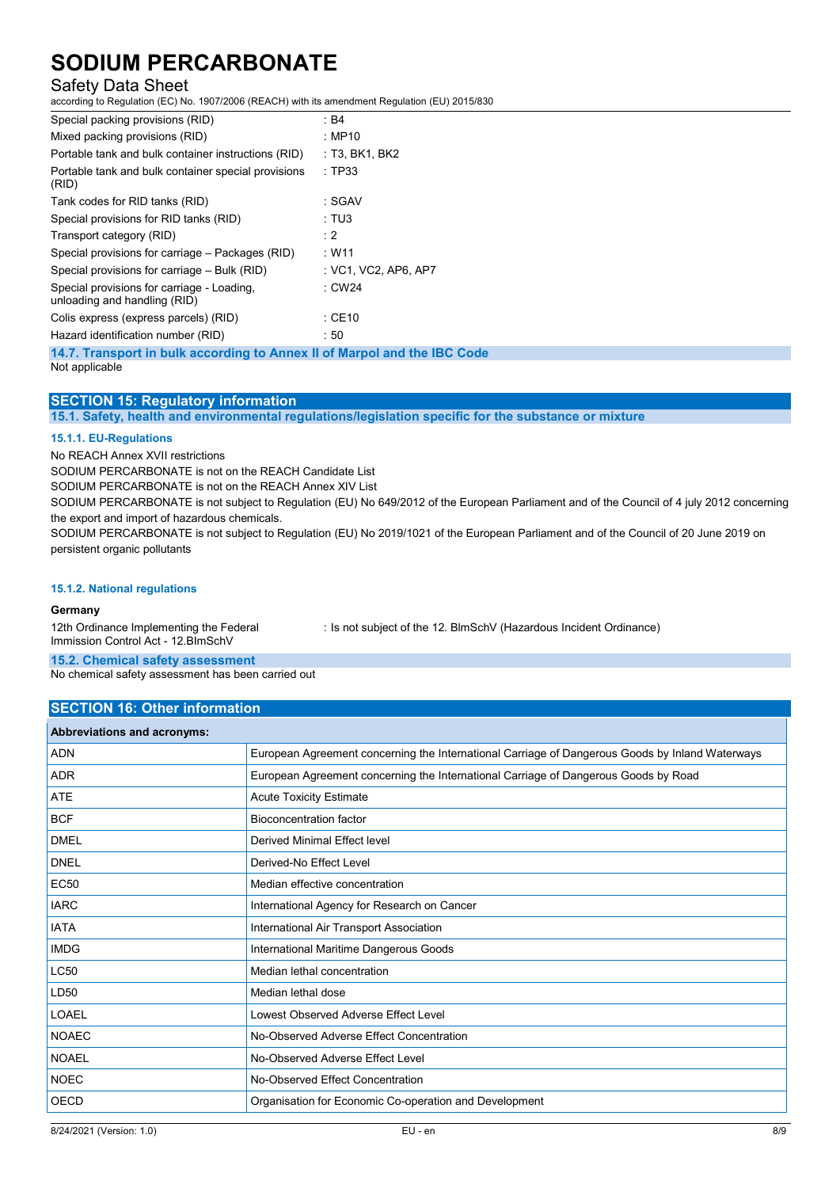| | |
|---|---|
| Special packing provisions (RID) | : B4 |
| Mixed packing provisions (RID) | : MP10 |
| Portable tank and bulk container instructions (RID) | : T3, BK1, BK2 |
| Portable tank and bulk container special provisions (RID) | : TP33 |
| Tank codes for RID tanks (RID) | : SGAV |
| Special provisions for RID tanks (RID) | : TU3 |
| Transport category (RID) | : 2 |
| Special provisions for carriage – Packages (RID) | : W11 |
| Special provisions for carriage – Bulk (RID) | : VC1, VC2, AP6, AP7 |
| Special provisions for carriage - Loading, unloading and handling (RID) | : CW24 |
| Colis express (express parcels) (RID) | : CE10 |
| Hazard identification number (RID) | : 50 |

### 14.7. Transport in bulk according to Annex II of Marpol and the IBC Code

Not applicable

## SECTION 15: Regulatory information

### 15.1. Safety, health and environmental regulations/legislation specific for the substance or mixture

#### 15.1.1. EU-Regulations

No REACH Annex XVII restrictions

SODIUM PERCARBONATE is not on the REACH Candidate List

SODIUM PERCARBONATE is not on the REACH Annex XIV List

SODIUM PERCARBONATE is not subject to Regulation (EU) No 649/2012 of the European Parliament and of the Council of 4 july 2012 concerning the export and import of hazardous chemicals.

SODIUM PERCARBONATE is not subject to Regulation (EU) No 2019/1021 of the European Parliament and of the Council of 20 June 2019 on persistent organic pollutants

#### 15.1.2. National regulations

**Germany**

| | |
|---|---|
| 12th Ordinance Implementing the Federal Immission Control Act - 12.BImSchV | : Is not subject of the 12. BlmSchV (Hazardous Incident Ordinance) |

### 15.2. Chemical safety assessment

No chemical safety assessment has been carried out

## SECTION 16: Other information

| Abbreviations and acronyms: | |
|---|---|
| ADN | European Agreement concerning the International Carriage of Dangerous Goods by Inland Waterways |
| ADR | European Agreement concerning the International Carriage of Dangerous Goods by Road |
| ATE | Acute Toxicity Estimate |
| BCF | Bioconcentration factor |
| DMEL | Derived Minimal Effect level |
| DNEL | Derived-No Effect Level |
| EC50 | Median effective concentration |
| IARC | International Agency for Research on Cancer |
| IATA | International Air Transport Association |
| IMDG | International Maritime Dangerous Goods |
| LC50 | Median lethal concentration |
| LD50 | Median lethal dose |
| LOAEL | Lowest Observed Adverse Effect Level |
| NOAEC | No-Observed Adverse Effect Concentration |
| NOAEL | No-Observed Adverse Effect Level |
| NOEC | No-Observed Effect Concentration |
| OECD | Organisation for Economic Co-operation and Development |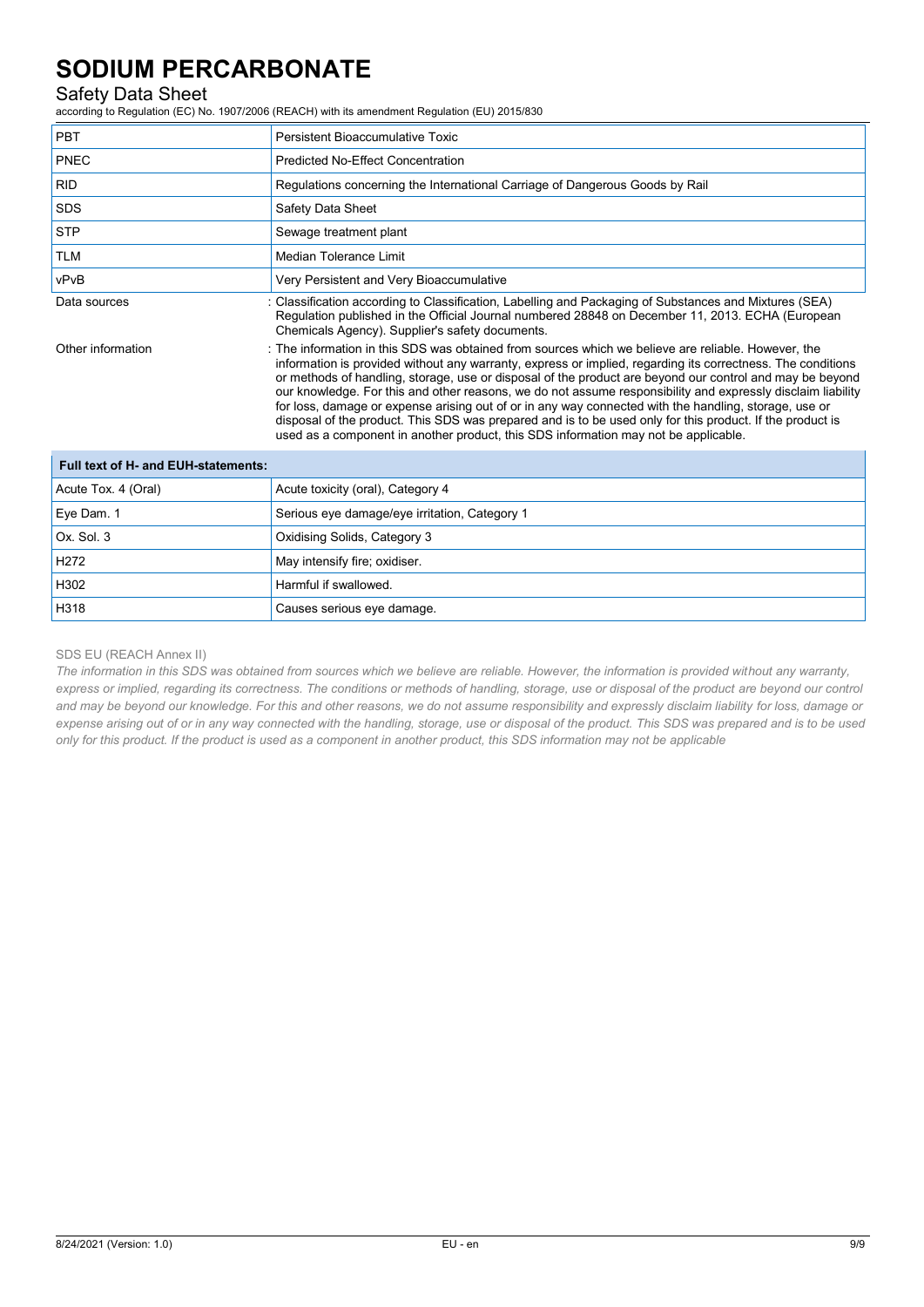| | |
|---|---|
| PBT | Persistent Bioaccumulative Toxic |
| PNEC | Predicted No-Effect Concentration |
| RID | Regulations concerning the International Carriage of Dangerous Goods by Rail |
| SDS | Safety Data Sheet |
| STP | Sewage treatment plant |
| TLM | Median Tolerance Limit |
| vPvB | Very Persistent and Very Bioaccumulative |

Data sources : Classification according to Classification, Labelling and Packaging of Substances and Mixtures (SEA) Regulation published in the Official Journal numbered 28848 on December 11, 2013. ECHA (European Chemicals Agency). Supplier's safety documents.

Other information : The information in this SDS was obtained from sources which we believe are reliable. However, the information is provided without any warranty, express or implied, regarding its correctness. The conditions or methods of handling, storage, use or disposal of the product are beyond our control and may be beyond our knowledge. For this and other reasons, we do not assume responsibility and expressly disclaim liability for loss, damage or expense arising out of or in any way connected with the handling, storage, use or disposal of the product. This SDS was prepared and is to be used only for this product. If the product is used as a component in another product, this SDS information may not be applicable.

| Full text of H- and EUH-statements: | |
|---|---|
| Acute Tox. 4 (Oral) | Acute toxicity (oral), Category 4 |
| Eye Dam. 1 | Serious eye damage/eye irritation, Category 1 |
| Ox. Sol. 3 | Oxidising Solids, Category 3 |
| H272 | May intensify fire; oxidiser. |
| H302 | Harmful if swallowed. |
| H318 | Causes serious eye damage. |

SDS EU (REACH Annex II)

*The information in this SDS was obtained from sources which we believe are reliable. However, the information is provided without any warranty, express or implied, regarding its correctness. The conditions or methods of handling, storage, use or disposal of the product are beyond our control and may be beyond our knowledge. For this and other reasons, we do not assume responsibility and expressly disclaim liability for loss, damage or expense arising out of or in any way connected with the handling, storage, use or disposal of the product. This SDS was prepared and is to be used only for this product. If the product is used as a component in another product, this SDS information may not be applicable*